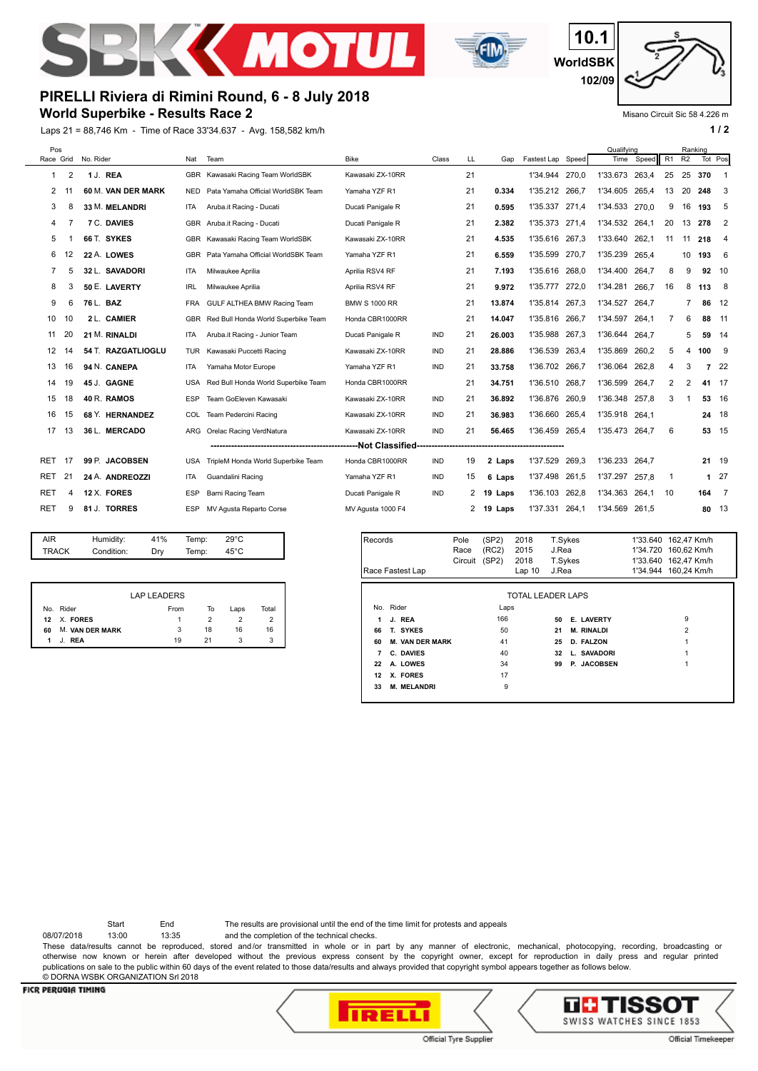10.1
WorldSBK
102/09

# PIRELLI Riviera di Rimini Round, 6 - 8 July 2018

## World Superbike - Results Race 2

Misano Circuit Sic 58 4.226 m

Laps 21 = 88,746 Km - Time of Race 33'34.637 - Avg. 158,582 km/h

| Pos Race | Pos Grid | No. | Rider | Nat | Team | Bike | Class | LL | Gap | Fastest Lap | Speed | Qualifying Time | Qualifying Speed | Ranking R1 | Ranking R2 | Ranking Tot | Ranking Pos |
|---|---|---|---|---|---|---|---|---|---|---|---|---|---|---|---|---|---|
| 1 | 2 | 1 | J. **REA** | GBR | Kawasaki Racing Team WorldSBK | Kawasaki ZX-10RR | | 21 | | 1'34.944 | 270,0 | 1'33.673 | 263,4 | 25 | 25 | **370** | 1 |
| 2 | 11 | 60 | M. **VAN DER MARK** | NED | Pata Yamaha Official WorldSBK Team | Yamaha YZF R1 | | 21 | **0.334** | 1'35.212 | 266,7 | 1'34.605 | 265,4 | 13 | 20 | **248** | 3 |
| 3 | 8 | 33 | M. **MELANDRI** | ITA | Aruba.it Racing - Ducati | Ducati Panigale R | | 21 | **0.595** | 1'35.337 | 271,4 | 1'34.533 | 270,0 | 9 | 16 | **193** | 5 |
| 4 | 7 | 7 | C. **DAVIES** | GBR | Aruba.it Racing - Ducati | Ducati Panigale R | | 21 | **2.382** | 1'35.373 | 271,4 | 1'34.532 | 264,1 | 20 | 13 | **278** | 2 |
| 5 | 1 | 66 | T. **SYKES** | GBR | Kawasaki Racing Team WorldSBK | Kawasaki ZX-10RR | | 21 | **4.535** | 1'35.616 | 267,3 | 1'33.640 | 262,1 | 11 | 11 | **218** | 4 |
| 6 | 12 | 22 | A. **LOWES** | GBR | Pata Yamaha Official WorldSBK Team | Yamaha YZF R1 | | 21 | **6.559** | 1'35.599 | 270,7 | 1'35.239 | 265,4 | | 10 | **193** | 6 |
| 7 | 5 | 32 | L. **SAVADORI** | ITA | Milwaukee Aprilia | Aprilia RSV4 RF | | 21 | **7.193** | 1'35.616 | 268,0 | 1'34.400 | 264,7 | 8 | 9 | **92** | 10 |
| 8 | 3 | 50 | E. **LAVERTY** | IRL | Milwaukee Aprilia | Aprilia RSV4 RF | | 21 | **9.972** | 1'35.777 | 272,0 | 1'34.281 | 266,7 | 16 | 8 | **113** | 8 |
| 9 | 6 | 76 | L. **BAZ** | FRA | GULF ALTHEA BMW Racing Team | BMW S 1000 RR | | 21 | **13.874** | 1'35.814 | 267,3 | 1'34.527 | 264,7 | | 7 | **86** | 12 |
| 10 | 10 | 2 | L. **CAMIER** | GBR | Red Bull Honda World Superbike Team | Honda CBR1000RR | | 21 | **14.047** | 1'35.816 | 266,7 | 1'34.597 | 264,1 | 7 | 6 | **88** | 11 |
| 11 | 20 | 21 | M. **RINALDI** | ITA | Aruba.it Racing - Junior Team | Ducati Panigale R | IND | 21 | **26.003** | 1'35.988 | 267,3 | 1'36.644 | 264,7 | | 5 | **59** | 14 |
| 12 | 14 | 54 | T. **RAZGATLIOGLU** | TUR | Kawasaki Puccetti Racing | Kawasaki ZX-10RR | IND | 21 | **28.886** | 1'36.539 | 263,4 | 1'35.869 | 260,2 | 5 | 4 | **100** | 9 |
| 13 | 16 | 94 | N. **CANEPA** | ITA | Yamaha Motor Europe | Yamaha YZF R1 | IND | 21 | **33.758** | 1'36.702 | 266,7 | 1'36.064 | 262,8 | 4 | 3 | **7** | 22 |
| 14 | 19 | 45 | J. **GAGNE** | USA | Red Bull Honda World Superbike Team | Honda CBR1000RR | | 21 | **34.751** | 1'36.510 | 268,7 | 1'36.599 | 264,7 | 2 | 2 | **41** | 17 |
| 15 | 18 | 40 | R. **RAMOS** | ESP | Team GoEleven Kawasaki | Kawasaki ZX-10RR | IND | 21 | **36.892** | 1'36.876 | 260,9 | 1'36.348 | 257,8 | 3 | 1 | **53** | 16 |
| 16 | 15 | 68 | Y. **HERNANDEZ** | COL | Team Pedercini Racing | Kawasaki ZX-10RR | IND | 21 | **36.983** | 1'36.660 | 265,4 | 1'35.918 | 264,1 | | | **24** | 18 |
| 17 | 13 | 36 | L. **MERCADO** | ARG | Orelac Racing VerdNatura | Kawasaki ZX-10RR | IND | 21 | **56.465** | 1'36.459 | 265,4 | 1'35.473 | 264,7 | 6 | | **53** | 15 |
| | | | | | **Not Classified** | | | | | | | | | | | | |
| RET | 17 | 99 | P. **JACOBSEN** | USA | TripleM Honda World Superbike Team | Honda CBR1000RR | IND | 19 | **2 Laps** | 1'37.529 | 269,3 | 1'36.233 | 264,7 | | | **21** | 19 |
| RET | 21 | 24 | A. **ANDREOZZI** | ITA | Guandalini Racing | Yamaha YZF R1 | IND | 15 | **6 Laps** | 1'37.498 | 261,5 | 1'37.297 | 257,8 | 1 | | **1** | 27 |
| RET | 4 | 12 | X. **FORES** | ESP | Barni Racing Team | Ducati Panigale R | IND | 2 | **19 Laps** | 1'36.103 | 262,8 | 1'34.363 | 264,1 | 10 | | **164** | 7 |
| RET | 9 | 81 | J. **TORRES** | ESP | MV Agusta Reparto Corse | MV Agusta 1000 F4 | | 2 | **19 Laps** | 1'37.331 | 264,1 | 1'34.569 | 261,5 | | | **80** | 13 |

| | | | | |
|---|---|---|---|---|
| AIR | Humidity: | 41% | Temp: | 29°C |
| TRACK | Condition: | Dry | Temp: | 45°C |

| Records | | | | | |
|---|---|---|---|---|---|
| Pole | (SP2) | 2018 | T.Sykes | 1'33.640 | 162,47 Km/h |
| Race | (RC2) | 2015 | J.Rea | 1'34.720 | 160,62 Km/h |
| Circuit | (SP2) | 2018 | T.Sykes | 1'33.640 | 162,47 Km/h |
| Race Fastest Lap | | Lap 10 | J.Rea | 1'34.944 | 160,24 Km/h |

**LAP LEADERS**

| No. | Rider | From | To | Laps | Total |
|---|---|---|---|---|---|
| **12** | X. **FORES** | 1 | 2 | 2 | 2 |
| **60** | M. **VAN DER MARK** | 3 | 18 | 16 | 16 |
| **1** | J. **REA** | 19 | 21 | 3 | 3 |

**TOTAL LEADER LAPS**

| No. | Rider | Laps |
|---|---|---|
| **1** | **J. REA** | 166 |
| **66** | **T. SYKES** | 50 |
| **60** | **M. VAN DER MARK** | 41 |
| **7** | **C. DAVIES** | 40 |
| **22** | **A. LOWES** | 34 |
| **12** | **X. FORES** | 17 |
| **33** | **M. MELANDRI** | 9 |
| **50** | **E. LAVERTY** | 9 |
| **21** | **M. RINALDI** | 2 |
| **25** | **D. FALZON** | 1 |
| **32** | **L. SAVADORI** | 1 |
| **99** | **P. JACOBSEN** | 1 |

| | Start | End |
|---|---|---|
| 08/07/2018 | 13:00 | 13:35 |

The results are provisional until the end of the time limit for protests and appeals and the completion of the technical checks.

These data/results cannot be reproduced, stored and/or transmitted in whole or in part by any manner of electronic, mechanical, photocopying, recording, broadcasting or otherwise now known or herein after developed without the previous express consent by the copyright owner, except for reproduction in daily press and regular printed publications on sale to the public within 60 days of the event related to those data/results and always provided that copyright symbol appears together as follows below.

© DORNA WSBK ORGANIZATION Srl 2018

FICR PERUGIA TIMING

Official Tyre Supplier

TISSOT SWISS WATCHES SINCE 1853 Official Timekeeper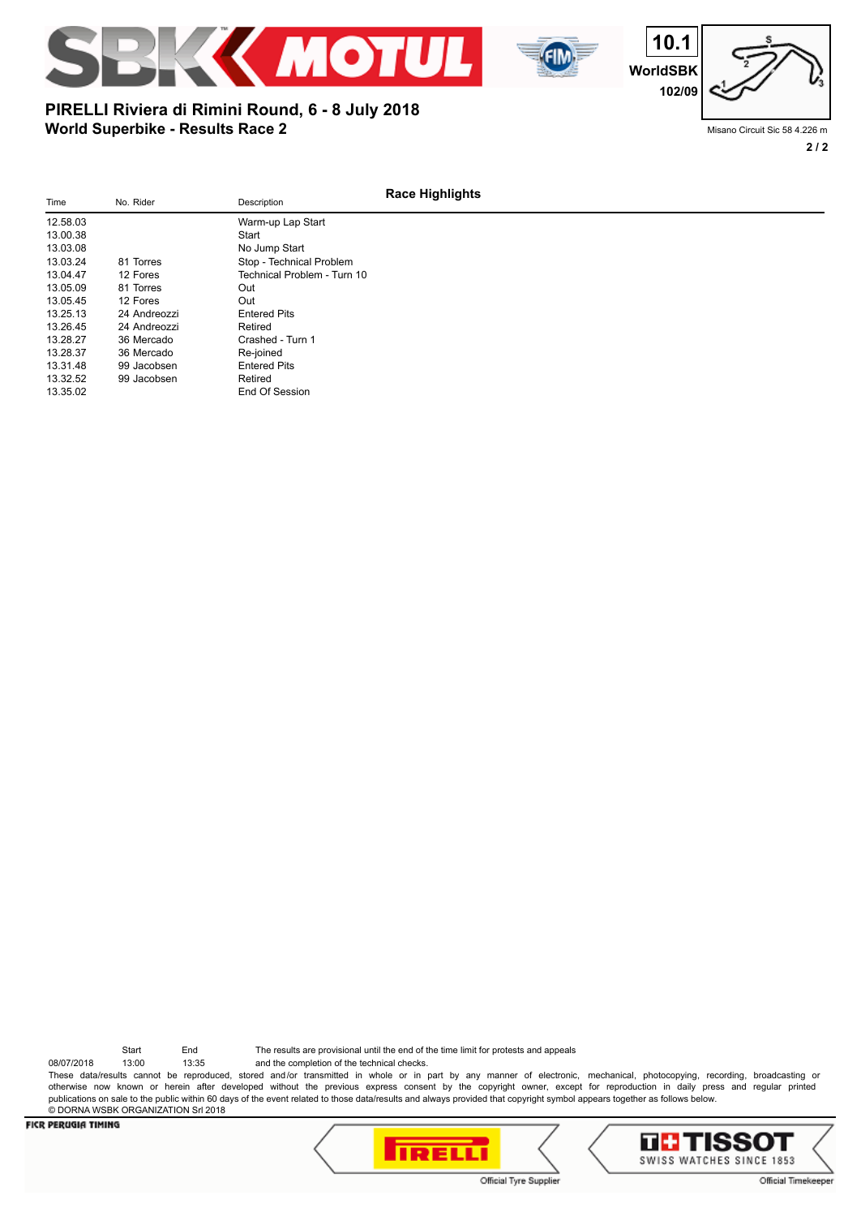# PIRELLI Riviera di Rimini Round, 6 - 8 July 2018
## World Superbike - Results Race 2

10.1
WorldSBK
102/09

Misano Circuit Sic 58 4.226 m

### Race Highlights

| Time | No. Rider | Description |
|---|---|---|
| 12.58.03 | | Warm-up Lap Start |
| 13.00.38 | | Start |
| 13.03.08 | | No Jump Start |
| 13.03.24 | 81 Torres | Stop - Technical Problem |
| 13.04.47 | 12 Fores | Technical Problem - Turn 10 |
| 13.05.09 | 81 Torres | Out |
| 13.05.45 | 12 Fores | Out |
| 13.25.13 | 24 Andreozzi | Entered Pits |
| 13.26.45 | 24 Andreozzi | Retired |
| 13.28.27 | 36 Mercado | Crashed - Turn 1 |
| 13.28.37 | 36 Mercado | Re-joined |
| 13.31.48 | 99 Jacobsen | Entered Pits |
| 13.32.52 | 99 Jacobsen | Retired |
| 13.35.02 | | End Of Session |

| | Start | End |
|---|---|---|
| 08/07/2018 | 13:00 | 13:35 |

The results are provisional until the end of the time limit for protests and appeals and the completion of the technical checks.

These data/results cannot be reproduced, stored and/or transmitted in whole or in part by any manner of electronic, mechanical, photocopying, recording, broadcasting or otherwise now known or herein after developed without the previous express consent by the copyright owner, except for reproduction in daily press and regular printed publications on sale to the public within 60 days of the event related to those data/results and always provided that copyright symbol appears together as follows below.

© DORNA WSBK ORGANIZATION Srl 2018

FICR PERUGIA TIMING

Official Tyre Supplier

Official Timekeeper